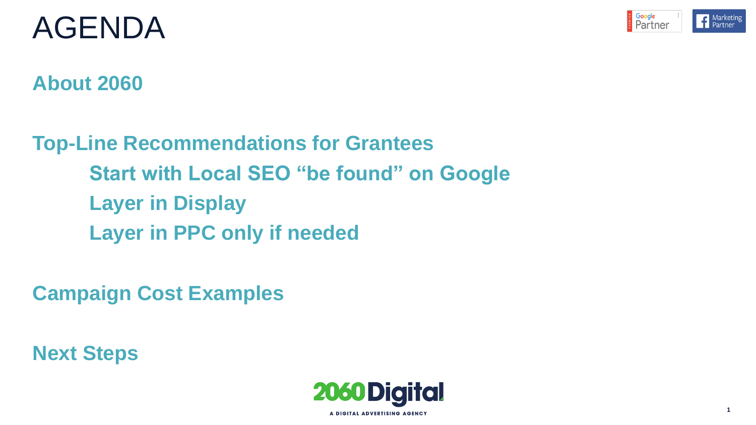# AGENDA

**About 2060**

**Top-Line Recommendations for Grantees**

- **Start with Local SEO "be found" on Google**
- **Layer in Display**
- **Layer in PPC only if needed**

**Campaign Cost Examples**

**Next Steps**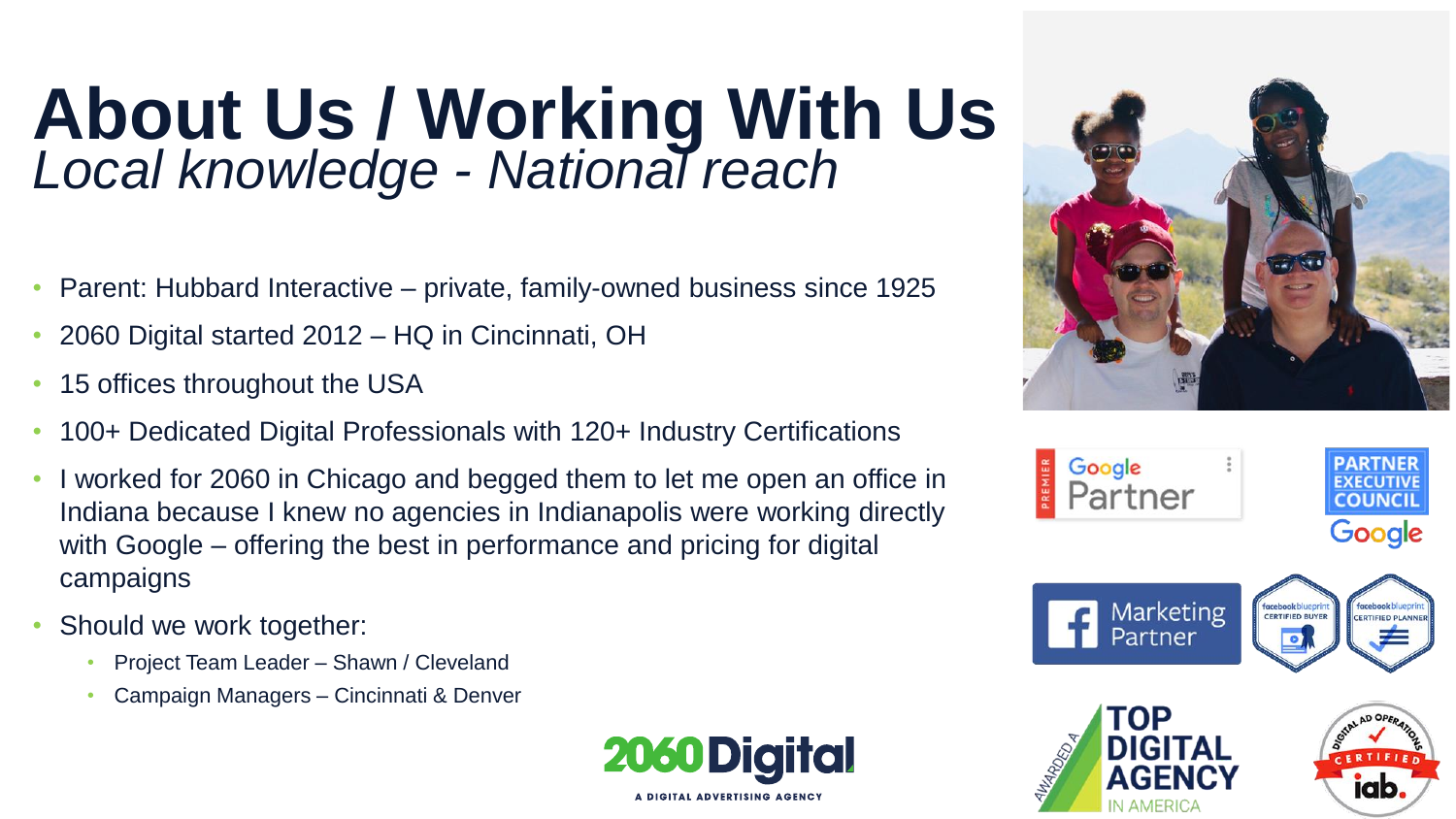# About Us / Working With Us

*Local knowledge - National reach*

- Parent: Hubbard Interactive – private, family-owned business since 1925
- 2060 Digital started 2012 – HQ in Cincinnati, OH
- 15 offices throughout the USA
- 100+ Dedicated Digital Professionals with 120+ Industry Certifications
- I worked for 2060 in Chicago and begged them to let me open an office in Indiana because I knew no agencies in Indianapolis were working directly with Google – offering the best in performance and pricing for digital campaigns
- Should we work together:
  - Project Team Leader – Shawn / Cleveland
  - Campaign Managers – Cincinnati & Denver

2060Digital
A DIGITAL ADVERTISING AGENCY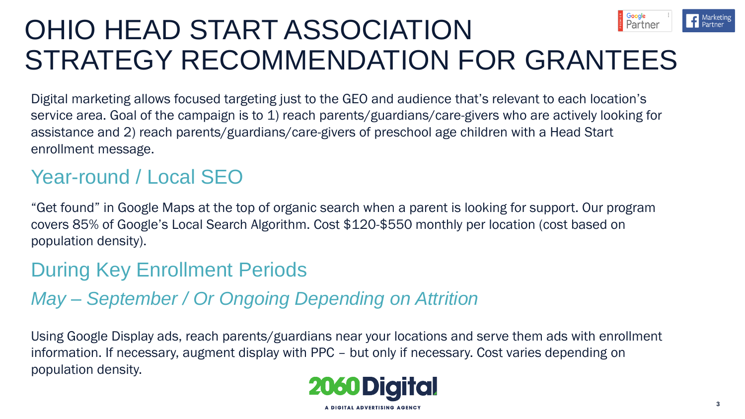# OHIO HEAD START ASSOCIATION STRATEGY RECOMMENDATION FOR GRANTEES

Digital marketing allows focused targeting just to the GEO and audience that's relevant to each location's service area. Goal of the campaign is to 1) reach parents/guardians/care-givers who are actively looking for assistance and 2) reach parents/guardians/care-givers of preschool age children with a Head Start enrollment message.

## Year-round / Local SEO

"Get found" in Google Maps at the top of organic search when a parent is looking for support. Our program covers 85% of Google's Local Search Algorithm. Cost $120-$550 monthly per location (cost based on population density).

## During Key Enrollment Periods

### *May – September / Or Ongoing Depending on Attrition*

Using Google Display ads, reach parents/guardians near your locations and serve them ads with enrollment information. If necessary, augment display with PPC – but only if necessary. Cost varies depending on population density.

2060 Digital

A DIGITAL ADVERTISING AGENCY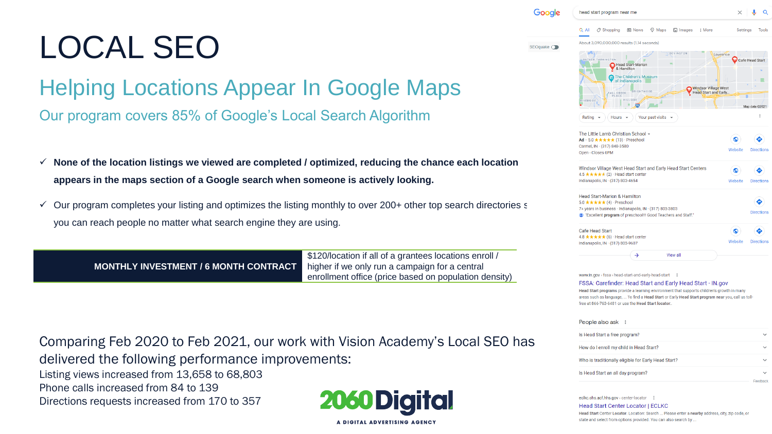# LOCAL SEO

## Helping Locations Appear In Google Maps

### Our program covers 85% of Google's Local Search Algorithm

- ✓ **None of the location listings we viewed are completed / optimized, reducing the chance each location appears in the maps section of a Google search when someone is actively looking.**
- ✓ Our program completes your listing and optimizes the listing monthly to over 200+ other top search directories s you can reach people no matter what search engine they are using.

| MONTHLY INVESTMENT / 6 MONTH CONTRACT | $120/location if all of a grantees locations enroll / higher if we only run a campaign for a central enrollment office (price based on population density) |
|---|---|

Comparing Feb 2020 to Feb 2021, our work with Vision Academy's Local SEO has delivered the following performance improvements:

Listing views increased from 13,658 to 68,803
Phone calls increased from 84 to 139
Directions requests increased from 170 to 357

2060 Digital
A DIGITAL ADVERTISING AGENCY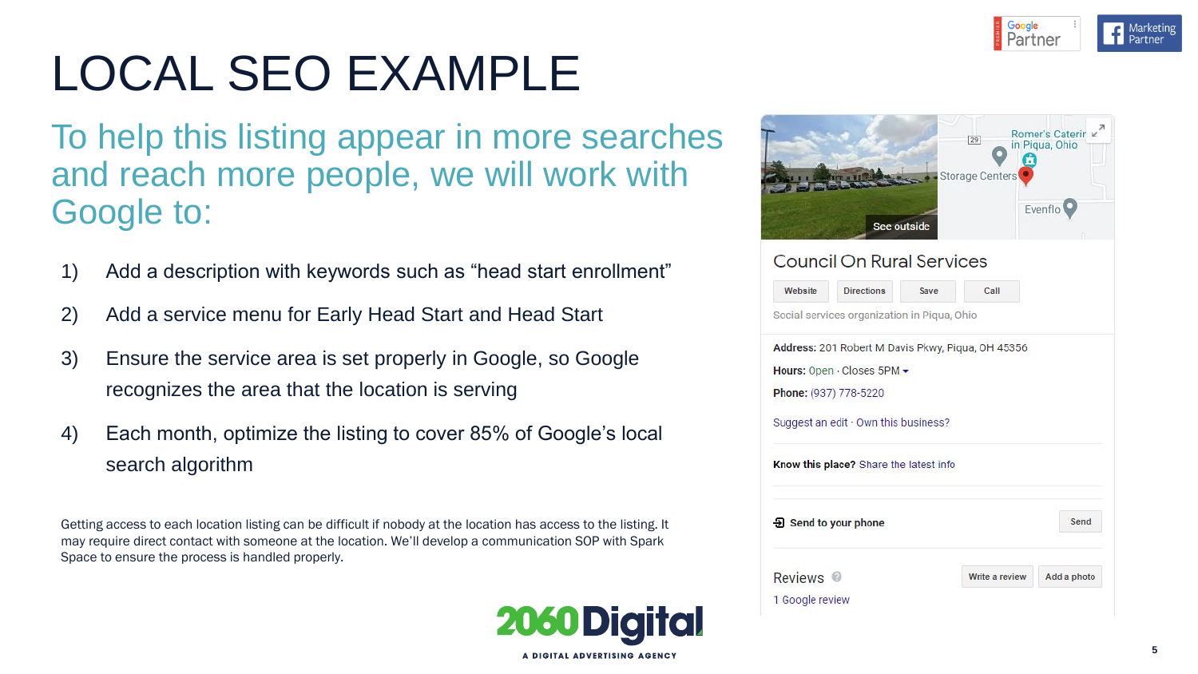# LOCAL SEO EXAMPLE

## To help this listing appear in more searches and reach more people, we will work with Google to:

1) Add a description with keywords such as “head start enrollment”
2) Add a service menu for Early Head Start and Head Start
3) Ensure the service area is set properly in Google, so Google recognizes the area that the location is serving
4) Each month, optimize the listing to cover 85% of Google’s local search algorithm

Getting access to each location listing can be difficult if nobody at the location has access to the listing. It may require direct contact with someone at the location. We’ll develop a communication SOP with Spark Space to ensure the process is handled properly.

Council On Rural Services

Website | Directions | Save | Call

Social services organization in Piqua, Ohio

**Address:** 201 Robert M Davis Pkwy, Piqua, OH 45356

**Hours:** Open · Closes 5PM

**Phone:** (937) 778-5220

Suggest an edit · Own this business?

**Know this place?** Share the latest info

Send to your phone | Send

Reviews | Write a review | Add a photo

1 Google review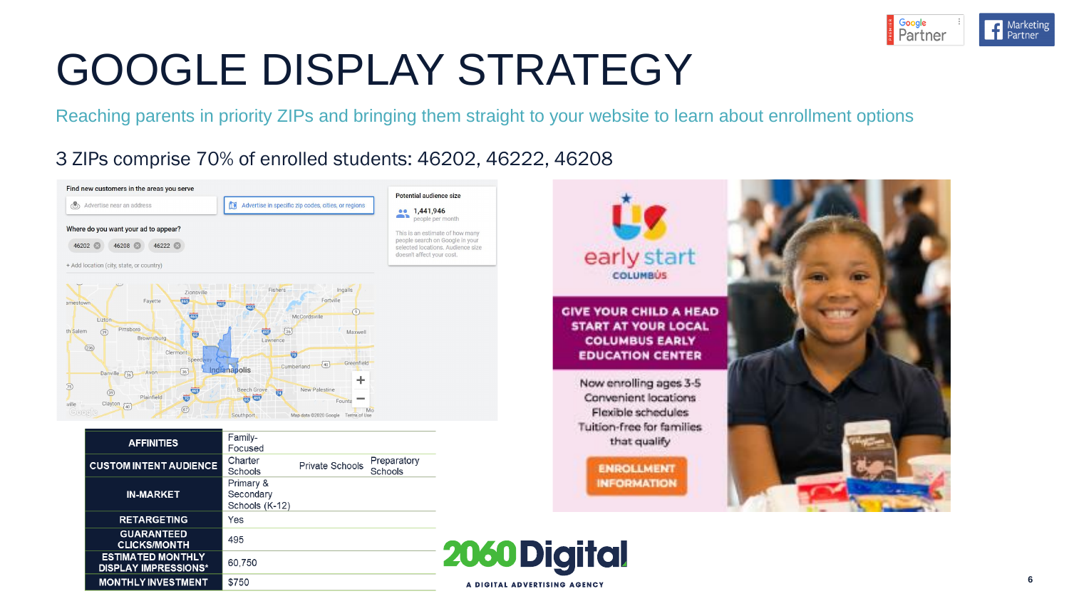# GOOGLE DISPLAY STRATEGY

Reaching parents in priority ZIPs and bringing them straight to your website to learn about enrollment options

3 ZIPs comprise 70% of enrolled students: 46202, 46222, 46208

| | | | |
|---|---|---|---|
| **AFFINITIES** | Family-Focused | | |
| **CUSTOM INTENT AUDIENCE** | Charter Schools | Private Schools | Preparatory Schools |
| **IN-MARKET** | Primary & Secondary Schools (K-12) | | |
| **RETARGETING** | Yes | | |
| **GUARANTEED CLICKS/MONTH** | 495 | | |
| **ESTIMATED MONTHLY DISPLAY IMPRESSIONS*** | 60,750 | | |
| **MONTHLY INVESTMENT** | $750 | | |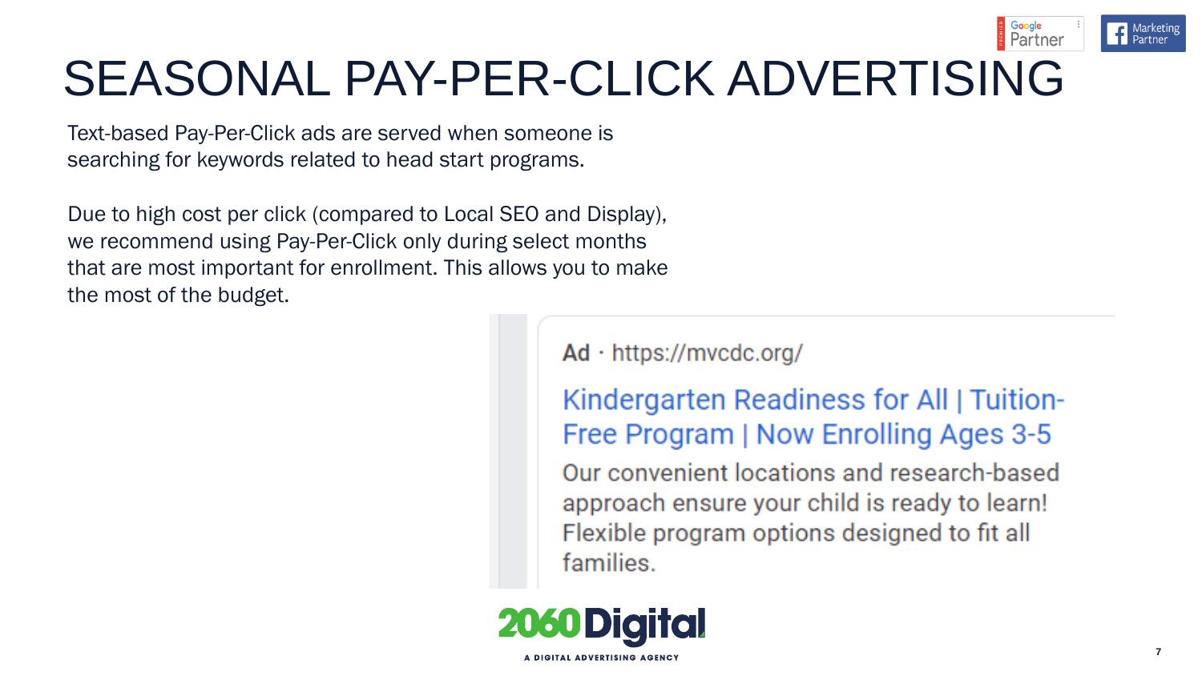# SEASONAL PAY-PER-CLICK ADVERTISING

Text-based Pay-Per-Click ads are served when someone is searching for keywords related to head start programs.

Due to high cost per click (compared to Local SEO and Display), we recommend using Pay-Per-Click only during select months that are most important for enrollment. This allows you to make the most of the budget.

**Ad** · https://mvcdc.org/

Kindergarten Readiness for All | Tuition-Free Program | Now Enrolling Ages 3-5

Our convenient locations and research-based approach ensure your child is ready to learn! Flexible program options designed to fit all families.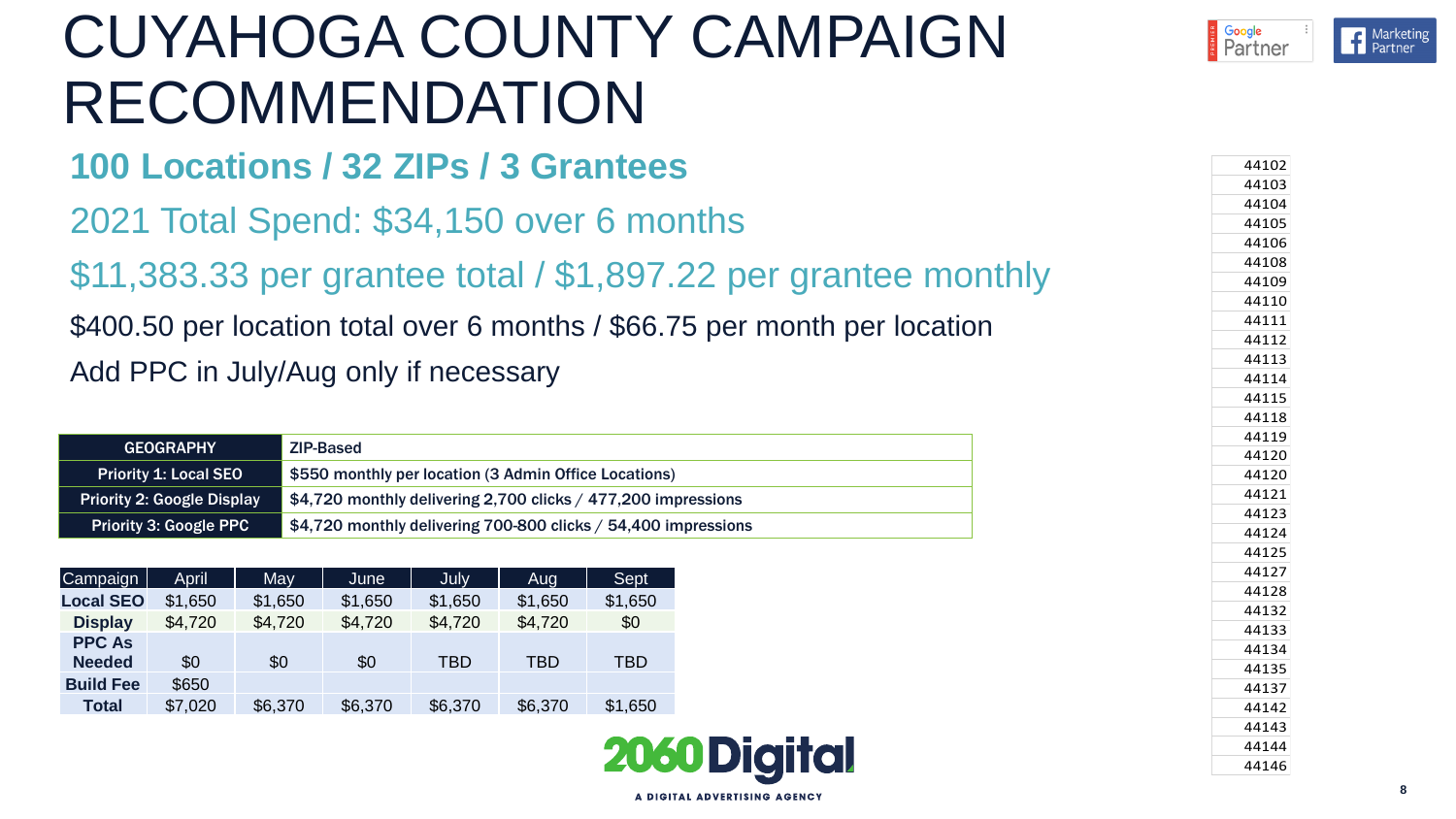# CUYAHOGA COUNTY CAMPAIGN RECOMMENDATION

## 100 Locations / 32 ZIPs / 3 Grantees

2021 Total Spend: $34,150 over 6 months

$11,383.33 per grantee total / $1,897.22 per grantee monthly

$400.50 per location total over 6 months / $66.75 per month per location

Add PPC in July/Aug only if necessary

| GEOGRAPHY | ZIP-Based |
|---|---|
| Priority 1: Local SEO | $550 monthly per location (3 Admin Office Locations) |
| Priority 2: Google Display | $4,720 monthly delivering 2,700 clicks / 477,200 impressions |
| Priority 3: Google PPC | $4,720 monthly delivering 700-800 clicks / 54,400 impressions |

| Campaign | April | May | June | July | Aug | Sept |
|---|---|---|---|---|---|---|
| Local SEO | $1,650 | $1,650 | $1,650 | $1,650 | $1,650 | $1,650 |
| Display | $4,720 | $4,720 | $4,720 | $4,720 | $4,720 | $0 |
| PPC As Needed | $0 | $0 | $0 | TBD | TBD | TBD |
| Build Fee | $650 | | | | | |
| Total | $7,020 | $6,370 | $6,370 | $6,370 | $6,370 | $1,650 |

| ZIP |
|---|
| 44102 |
| 44103 |
| 44104 |
| 44105 |
| 44106 |
| 44108 |
| 44109 |
| 44110 |
| 44111 |
| 44112 |
| 44113 |
| 44114 |
| 44115 |
| 44118 |
| 44119 |
| 44120 |
| 44120 |
| 44121 |
| 44123 |
| 44124 |
| 44125 |
| 44127 |
| 44128 |
| 44132 |
| 44133 |
| 44134 |
| 44135 |
| 44137 |
| 44142 |
| 44143 |
| 44144 |
| 44146 |

2060 Digital

A DIGITAL ADVERTISING AGENCY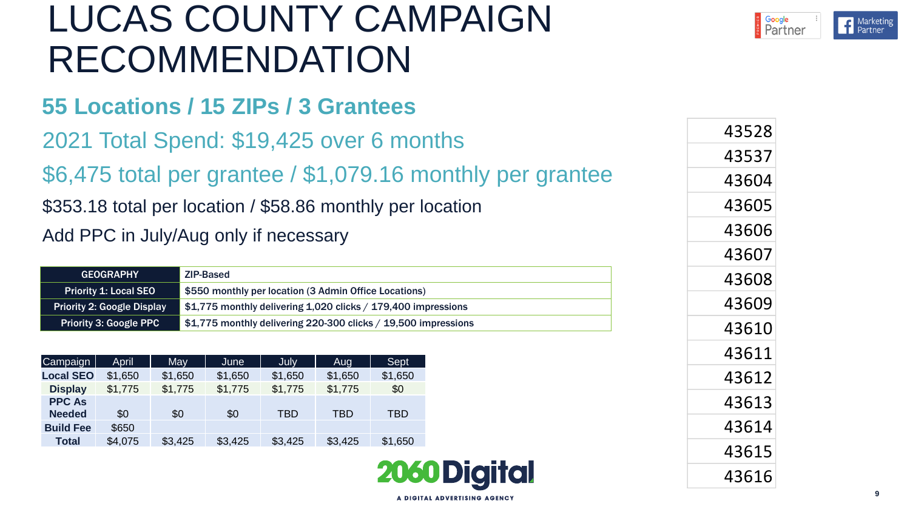# LUCAS COUNTY CAMPAIGN RECOMMENDATION

## 55 Locations / 15 ZIPs / 3 Grantees

2021 Total Spend: $19,425 over 6 months

$6,475 total per grantee / $1,079.16 monthly per grantee

$353.18 total per location / $58.86 monthly per location

Add PPC in July/Aug only if necessary

| GEOGRAPHY | ZIP-Based |
|---|---|
| Priority 1: Local SEO | $550 monthly per location (3 Admin Office Locations) |
| Priority 2: Google Display | $1,775 monthly delivering 1,020 clicks / 179,400 impressions |
| Priority 3: Google PPC | $1,775 monthly delivering 220-300 clicks / 19,500 impressions |

| Campaign | April | May | June | July | Aug | Sept |
|---|---|---|---|---|---|---|
| Local SEO | $1,650 | $1,650 | $1,650 | $1,650 | $1,650 | $1,650 |
| Display | $1,775 | $1,775 | $1,775 | $1,775 | $1,775 | $0 |
| PPC As Needed | $0 | $0 | $0 | TBD | TBD | TBD |
| Build Fee | $650 | | | | | |
| Total | $4,075 | $3,425 | $3,425 | $3,425 | $3,425 | $1,650 |

| ZIP |
|---|
| 43528 |
| 43537 |
| 43604 |
| 43605 |
| 43606 |
| 43607 |
| 43608 |
| 43609 |
| 43610 |
| 43611 |
| 43612 |
| 43613 |
| 43614 |
| 43615 |
| 43616 |

2060 Digital

A DIGITAL ADVERTISING AGENCY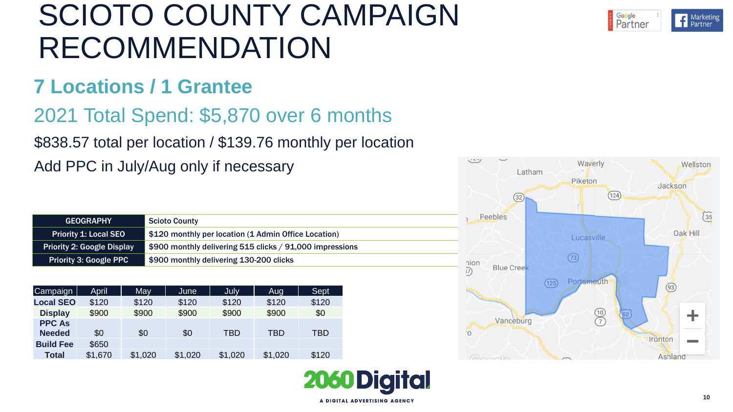# SCIOTO COUNTY CAMPAIGN RECOMMENDATION

## 7 Locations / 1 Grantee

## 2021 Total Spend: $5,870 over 6 months

$838.57 total per location / $139.76 monthly per location

Add PPC in July/Aug only if necessary

| GEOGRAPHY | Scioto County |
|---|---|
| Priority 1: Local SEO | $120 monthly per location (1 Admin Office Location) |
| Priority 2: Google Display | $900 monthly delivering 515 clicks / 91,000 impressions |
| Priority 3: Google PPC | $900 monthly delivering 130-200 clicks |

| Campaign | April | May | June | July | Aug | Sept |
|---|---|---|---|---|---|---|
| Local SEO | $120 | $120 | $120 | $120 | $120 | $120 |
| Display | $900 | $900 | $900 | $900 | $900 | $0 |
| PPC As Needed | $0 | $0 | $0 | TBD | TBD | TBD |
| Build Fee | $650 | | | | | |
| Total | $1,670 | $1,020 | $1,020 | $1,020 | $1,020 | $120 |

2060 Digital

A DIGITAL ADVERTISING AGENCY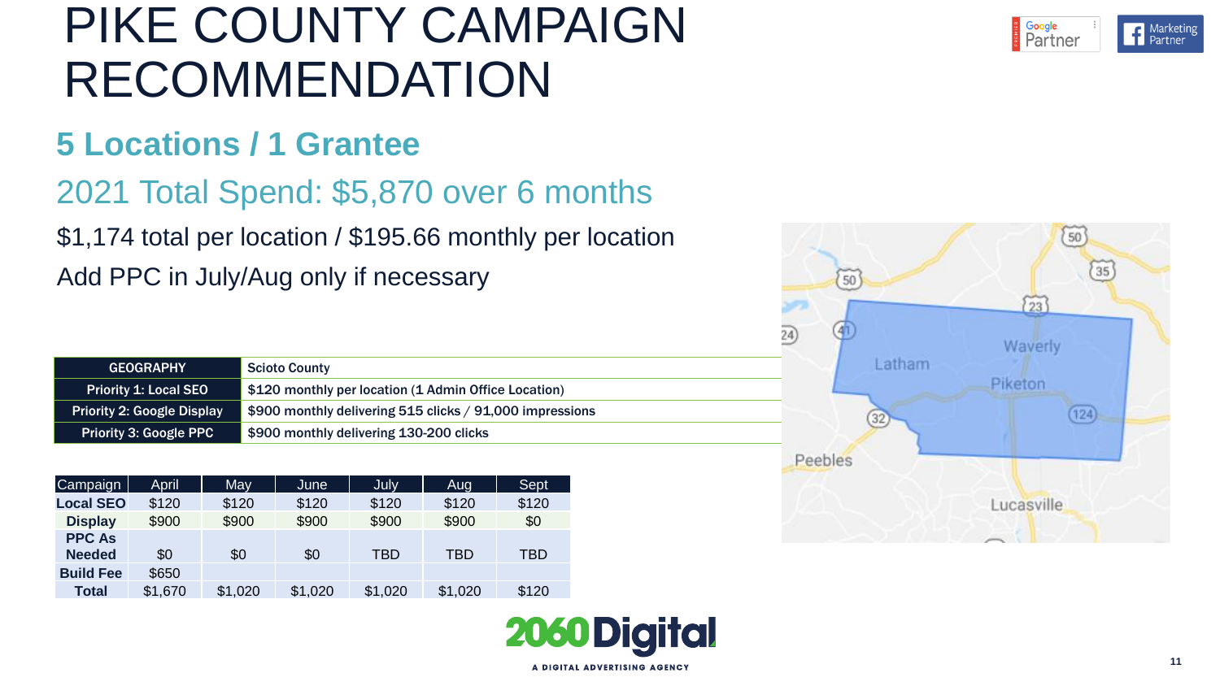# PIKE COUNTY CAMPAIGN RECOMMENDATION

## 5 Locations / 1 Grantee

### 2021 Total Spend: $5,870 over 6 months

$1,174 total per location / $195.66 monthly per location

Add PPC in July/Aug only if necessary

| GEOGRAPHY | Scioto County |
|---|---|
| Priority 1: Local SEO | $120 monthly per location (1 Admin Office Location) |
| Priority 2: Google Display | $900 monthly delivering 515 clicks / 91,000 impressions |
| Priority 3: Google PPC | $900 monthly delivering 130-200 clicks |

| Campaign | April | May | June | July | Aug | Sept |
|---|---|---|---|---|---|---|
| Local SEO | $120 | $120 | $120 | $120 | $120 | $120 |
| Display | $900 | $900 | $900 | $900 | $900 | $0 |
| PPC As Needed | $0 | $0 | $0 | TBD | TBD | TBD |
| Build Fee | $650 | | | | | |
| Total | $1,670 | $1,020 | $1,020 | $1,020 | $1,020 | $120 |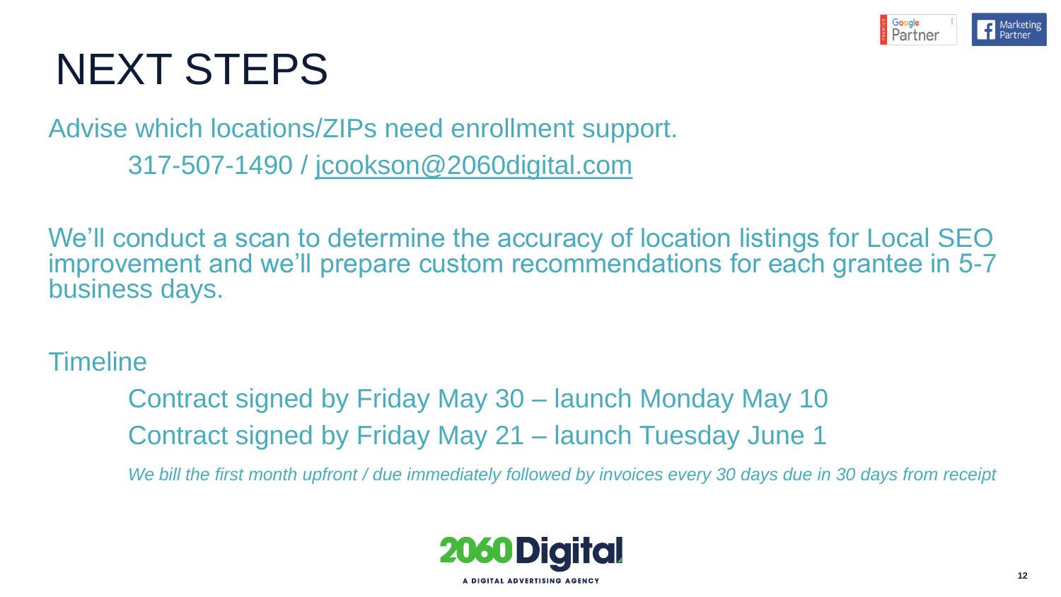# NEXT STEPS

Advise which locations/ZIPs need enrollment support.

317-507-1490 / jcookson@2060digital.com

We'll conduct a scan to determine the accuracy of location listings for Local SEO improvement and we'll prepare custom recommendations for each grantee in 5-7 business days.

Timeline

Contract signed by Friday May 30 – launch Monday May 10

Contract signed by Friday May 21 – launch Tuesday June 1

*We bill the first month upfront / due immediately followed by invoices every 30 days due in 30 days from receipt*

2060 Digital

A DIGITAL ADVERTISING AGENCY